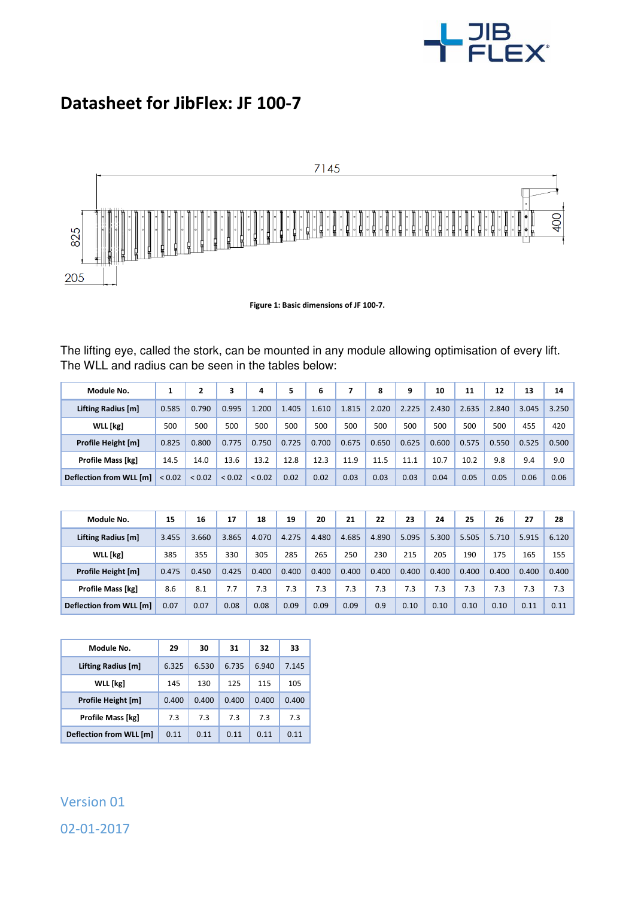# Datasheet for JibFlex: JF 100-7

Figure 1: Basic dimensions of JF 100-7.

The lifting eye, called the stork, can be mounted in any module allowing optimisation of every lift. The WLL and radius can be seen in the tables below:

| Module No. | 1 | 2 | 3 | 4 | 5 | 6 | 7 | 8 | 9 | 10 | 11 | 12 | 13 | 14 |
|---|---|---|---|---|---|---|---|---|---|---|---|---|---|---|
| Lifting Radius [m] | 0.585 | 0.790 | 0.995 | 1.200 | 1.405 | 1.610 | 1.815 | 2.020 | 2.225 | 2.430 | 2.635 | 2.840 | 3.045 | 3.250 |
| WLL [kg] | 500 | 500 | 500 | 500 | 500 | 500 | 500 | 500 | 500 | 500 | 500 | 500 | 455 | 420 |
| Profile Height [m] | 0.825 | 0.800 | 0.775 | 0.750 | 0.725 | 0.700 | 0.675 | 0.650 | 0.625 | 0.600 | 0.575 | 0.550 | 0.525 | 0.500 |
| Profile Mass [kg] | 14.5 | 14.0 | 13.6 | 13.2 | 12.8 | 12.3 | 11.9 | 11.5 | 11.1 | 10.7 | 10.2 | 9.8 | 9.4 | 9.0 |
| Deflection from WLL [m] | < 0.02 | < 0.02 | < 0.02 | < 0.02 | 0.02 | 0.02 | 0.03 | 0.03 | 0.03 | 0.04 | 0.05 | 0.05 | 0.06 | 0.06 |

| Module No. | 15 | 16 | 17 | 18 | 19 | 20 | 21 | 22 | 23 | 24 | 25 | 26 | 27 | 28 |
|---|---|---|---|---|---|---|---|---|---|---|---|---|---|---|
| Lifting Radius [m] | 3.455 | 3.660 | 3.865 | 4.070 | 4.275 | 4.480 | 4.685 | 4.890 | 5.095 | 5.300 | 5.505 | 5.710 | 5.915 | 6.120 |
| WLL [kg] | 385 | 355 | 330 | 305 | 285 | 265 | 250 | 230 | 215 | 205 | 190 | 175 | 165 | 155 |
| Profile Height [m] | 0.475 | 0.450 | 0.425 | 0.400 | 0.400 | 0.400 | 0.400 | 0.400 | 0.400 | 0.400 | 0.400 | 0.400 | 0.400 | 0.400 |
| Profile Mass [kg] | 8.6 | 8.1 | 7.7 | 7.3 | 7.3 | 7.3 | 7.3 | 7.3 | 7.3 | 7.3 | 7.3 | 7.3 | 7.3 | 7.3 |
| Deflection from WLL [m] | 0.07 | 0.07 | 0.08 | 0.08 | 0.09 | 0.09 | 0.09 | 0.9 | 0.10 | 0.10 | 0.10 | 0.10 | 0.11 | 0.11 |

| Module No. | 29 | 30 | 31 | 32 | 33 |
|---|---|---|---|---|---|
| Lifting Radius [m] | 6.325 | 6.530 | 6.735 | 6.940 | 7.145 |
| WLL [kg] | 145 | 130 | 125 | 115 | 105 |
| Profile Height [m] | 0.400 | 0.400 | 0.400 | 0.400 | 0.400 |
| Profile Mass [kg] | 7.3 | 7.3 | 7.3 | 7.3 | 7.3 |
| Deflection from WLL [m] | 0.11 | 0.11 | 0.11 | 0.11 | 0.11 |

Version 01

02-01-2017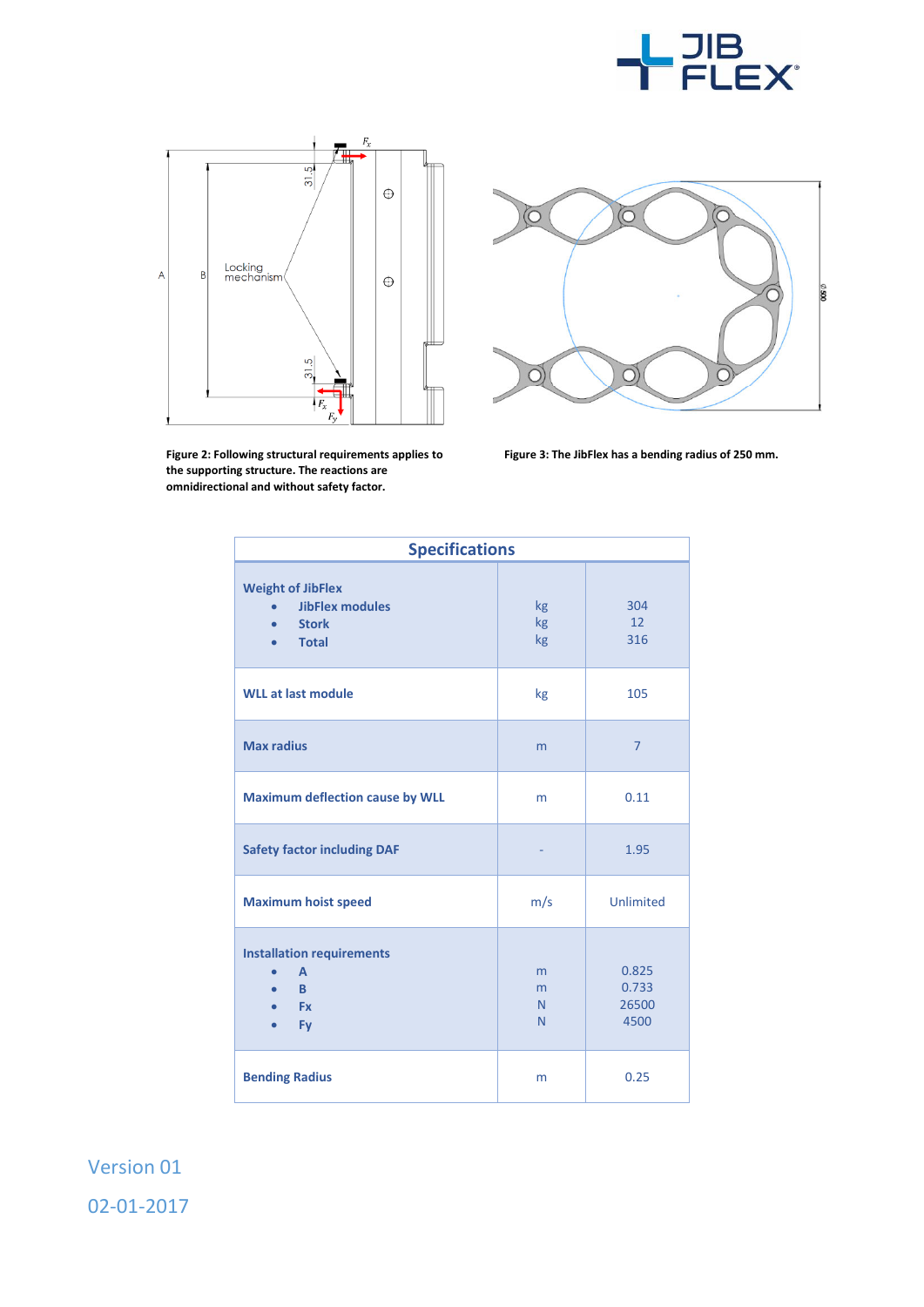A

B

31.5

Locking mechanism

31.5

$F_x$

$F_x$

$F_y$

Ø 500

**Figure 2: Following structural requirements applies to the supporting structure. The reactions are omnidirectional and without safety factor.**

**Figure 3: The JibFlex has a bending radius of 250 mm.**

| Specifications | | |
|---|---|---|
| **Weight of JibFlex**<br>• **JibFlex modules**<br>• **Stork**<br>• **Total** | kg<br>kg<br>kg | 304<br>12<br>316 |
| **WLL at last module** | kg | 105 |
| **Max radius** | m | 7 |
| **Maximum deflection cause by WLL** | m | 0.11 |
| **Safety factor including DAF** | - | 1.95 |
| **Maximum hoist speed** | m/s | Unlimited |
| **Installation requirements**<br>• **A**<br>• **B**<br>• **Fx**<br>• **Fy** | m<br>m<br>N<br>N | 0.825<br>0.733<br>26500<br>4500 |
| **Bending Radius** | m | 0.25 |

Version 01

02-01-2017